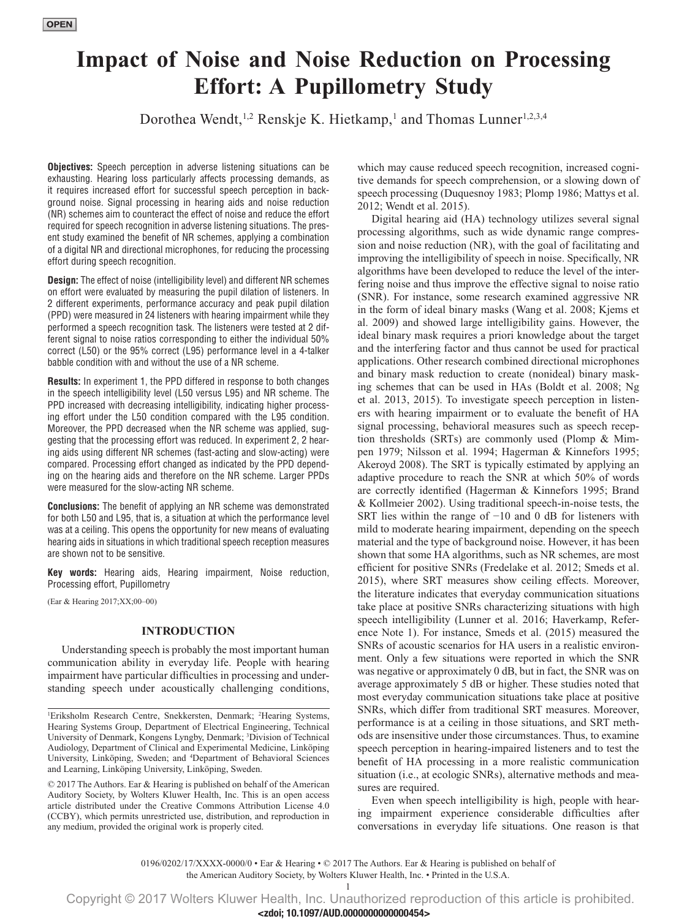OPEN

# Impact of Noise and Noise Reduction on Processing Effort: A Pupillometry Study

Dorothea Wendt,[1,2] Renskje K. Hietkamp,[1] and Thomas Lunner[1,2,3,4]

**Objectives:** Speech perception in adverse listening situations can be exhausting. Hearing loss particularly affects processing demands, as it requires increased effort for successful speech perception in background noise. Signal processing in hearing aids and noise reduction (NR) schemes aim to counteract the effect of noise and reduce the effort required for speech recognition in adverse listening situations. The present study examined the benefit of NR schemes, applying a combination of a digital NR and directional microphones, for reducing the processing effort during speech recognition.

**Design:** The effect of noise (intelligibility level) and different NR schemes on effort were evaluated by measuring the pupil dilation of listeners. In 2 different experiments, performance accuracy and peak pupil dilation (PPD) were measured in 24 listeners with hearing impairment while they performed a speech recognition task. The listeners were tested at 2 different signal to noise ratios corresponding to either the individual 50% correct (L50) or the 95% correct (L95) performance level in a 4-talker babble condition with and without the use of a NR scheme.

**Results:** In experiment 1, the PPD differed in response to both changes in the speech intelligibility level (L50 versus L95) and NR scheme. The PPD increased with decreasing intelligibility, indicating higher processing effort under the L50 condition compared with the L95 condition. Moreover, the PPD decreased when the NR scheme was applied, suggesting that the processing effort was reduced. In experiment 2, 2 hearing aids using different NR schemes (fast-acting and slow-acting) were compared. Processing effort changed as indicated by the PPD depending on the hearing aids and therefore on the NR scheme. Larger PPDs were measured for the slow-acting NR scheme.

**Conclusions:** The benefit of applying an NR scheme was demonstrated for both L50 and L95, that is, a situation at which the performance level was at a ceiling. This opens the opportunity for new means of evaluating hearing aids in situations in which traditional speech reception measures are shown not to be sensitive.

**Key words:** Hearing aids, Hearing impairment, Noise reduction, Processing effort, Pupillometry

(Ear & Hearing 2017;XX;00–00)

## INTRODUCTION

Understanding speech is probably the most important human communication ability in everyday life. People with hearing impairment have particular difficulties in processing and understanding speech under acoustically challenging conditions, which may cause reduced speech recognition, increased cognitive demands for speech comprehension, or a slowing down of speech processing (Duquesnoy 1983; Plomp 1986; Mattys et al. 2012; Wendt et al. 2015).

Digital hearing aid (HA) technology utilizes several signal processing algorithms, such as wide dynamic range compression and noise reduction (NR), with the goal of facilitating and improving the intelligibility of speech in noise. Specifically, NR algorithms have been developed to reduce the level of the interfering noise and thus improve the effective signal to noise ratio (SNR). For instance, some research examined aggressive NR in the form of ideal binary masks (Wang et al. 2008; Kjems et al. 2009) and showed large intelligibility gains. However, the ideal binary mask requires a priori knowledge about the target and the interfering factor and thus cannot be used for practical applications. Other research combined directional microphones and binary mask reduction to create (nonideal) binary masking schemes that can be used in HAs (Boldt et al. 2008; Ng et al. 2013, 2015). To investigate speech perception in listeners with hearing impairment or to evaluate the benefit of HA signal processing, behavioral measures such as speech reception thresholds (SRTs) are commonly used (Plomp & Mimpen 1979; Nilsson et al. 1994; Hagerman & Kinnefors 1995; Akeroyd 2008). The SRT is typically estimated by applying an adaptive procedure to reach the SNR at which 50% of words are correctly identified (Hagerman & Kinnefors 1995; Brand & Kollmeier 2002). Using traditional speech-in-noise tests, the SRT lies within the range of −10 and 0 dB for listeners with mild to moderate hearing impairment, depending on the speech material and the type of background noise. However, it has been shown that some HA algorithms, such as NR schemes, are most efficient for positive SNRs (Fredelake et al. 2012; Smeds et al. 2015), where SRT measures show ceiling effects. Moreover, the literature indicates that everyday communication situations take place at positive SNRs characterizing situations with high speech intelligibility (Lunner et al. 2016; Haverkamp, Reference Note 1). For instance, Smeds et al. (2015) measured the SNRs of acoustic scenarios for HA users in a realistic environment. Only a few situations were reported in which the SNR was negative or approximately 0 dB, but in fact, the SNR was on average approximately 5 dB or higher. These studies noted that most everyday communication situations take place at positive SNRs, which differ from traditional SRT measures. Moreover, performance is at a ceiling in those situations, and SRT methods are insensitive under those circumstances. Thus, to examine speech perception in hearing-impaired listeners and to test the benefit of HA processing in a more realistic communication situation (i.e., at ecologic SNRs), alternative methods and measures are required.

Even when speech intelligibility is high, people with hearing impairment experience considerable difficulties after conversations in everyday life situations. One reason is that

[1]Eriksholm Research Centre, Snekkersten, Denmark; [2]Hearing Systems, Hearing Systems Group, Department of Electrical Engineering, Technical University of Denmark, Kongens Lyngby, Denmark; [3]Division of Technical Audiology, Department of Clinical and Experimental Medicine, Linköping University, Linköping, Sweden; and [4]Department of Behavioral Sciences and Learning, Linköping University, Linköping, Sweden.

© 2017 The Authors. Ear & Hearing is published on behalf of the American Auditory Society, by Wolters Kluwer Health, Inc. This is an open access article distributed under the Creative Commons Attribution License 4.0 (CCBY), which permits unrestricted use, distribution, and reproduction in any medium, provided the original work is properly cited.

0196/0202/17/XXXX-0000/0 • Ear & Hearing • © 2017 The Authors. Ear & Hearing is published on behalf of the American Auditory Society, by Wolters Kluwer Health, Inc. • Printed in the U.S.A.

Copyright © 2017 Wolters Kluwer Health, Inc. Unauthorized reproduction of this article is prohibited.

<zdoi; 10.1097/AUD.0000000000000454>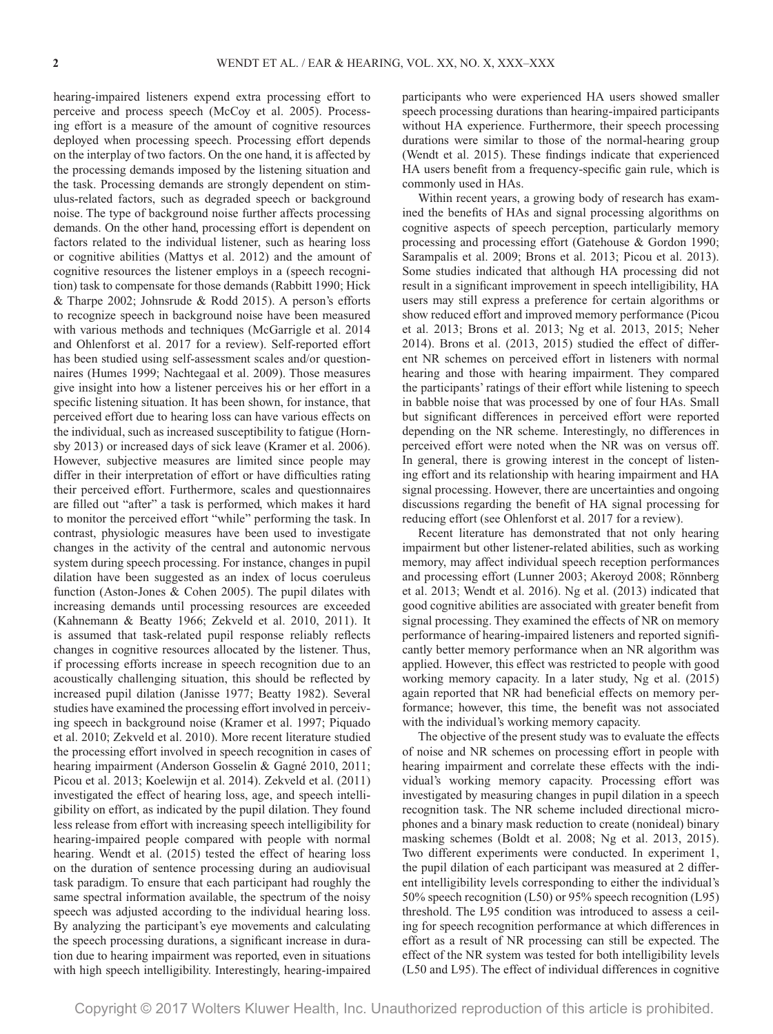hearing-impaired listeners expend extra processing effort to perceive and process speech (McCoy et al. 2005). Processing effort is a measure of the amount of cognitive resources deployed when processing speech. Processing effort depends on the interplay of two factors. On the one hand, it is affected by the processing demands imposed by the listening situation and the task. Processing demands are strongly dependent on stimulus-related factors, such as degraded speech or background noise. The type of background noise further affects processing demands. On the other hand, processing effort is dependent on factors related to the individual listener, such as hearing loss or cognitive abilities (Mattys et al. 2012) and the amount of cognitive resources the listener employs in a (speech recognition) task to compensate for those demands (Rabbitt 1990; Hick & Tharpe 2002; Johnsrude & Rodd 2015). A person's efforts to recognize speech in background noise have been measured with various methods and techniques (McGarrigle et al. 2014 and Ohlenforst et al. 2017 for a review). Self-reported effort has been studied using self-assessment scales and/or questionnaires (Humes 1999; Nachtegaal et al. 2009). Those measures give insight into how a listener perceives his or her effort in a specific listening situation. It has been shown, for instance, that perceived effort due to hearing loss can have various effects on the individual, such as increased susceptibility to fatigue (Hornsby 2013) or increased days of sick leave (Kramer et al. 2006). However, subjective measures are limited since people may differ in their interpretation of effort or have difficulties rating their perceived effort. Furthermore, scales and questionnaires are filled out "after" a task is performed, which makes it hard to monitor the perceived effort "while" performing the task. In contrast, physiologic measures have been used to investigate changes in the activity of the central and autonomic nervous system during speech processing. For instance, changes in pupil dilation have been suggested as an index of locus coeruleus function (Aston-Jones & Cohen 2005). The pupil dilates with increasing demands until processing resources are exceeded (Kahnemann & Beatty 1966; Zekveld et al. 2010, 2011). It is assumed that task-related pupil response reliably reflects changes in cognitive resources allocated by the listener. Thus, if processing efforts increase in speech recognition due to an acoustically challenging situation, this should be reflected by increased pupil dilation (Janisse 1977; Beatty 1982). Several studies have examined the processing effort involved in perceiving speech in background noise (Kramer et al. 1997; Piquado et al. 2010; Zekveld et al. 2010). More recent literature studied the processing effort involved in speech recognition in cases of hearing impairment (Anderson Gosselin & Gagné 2010, 2011; Picou et al. 2013; Koelewijn et al. 2014). Zekveld et al. (2011) investigated the effect of hearing loss, age, and speech intelligibility on effort, as indicated by the pupil dilation. They found less release from effort with increasing speech intelligibility for hearing-impaired people compared with people with normal hearing. Wendt et al. (2015) tested the effect of hearing loss on the duration of sentence processing during an audiovisual task paradigm. To ensure that each participant had roughly the same spectral information available, the spectrum of the noisy speech was adjusted according to the individual hearing loss. By analyzing the participant's eye movements and calculating the speech processing durations, a significant increase in duration due to hearing impairment was reported, even in situations with high speech intelligibility. Interestingly, hearing-impaired participants who were experienced HA users showed smaller speech processing durations than hearing-impaired participants without HA experience. Furthermore, their speech processing durations were similar to those of the normal-hearing group (Wendt et al. 2015). These findings indicate that experienced HA users benefit from a frequency-specific gain rule, which is commonly used in HAs.

Within recent years, a growing body of research has examined the benefits of HAs and signal processing algorithms on cognitive aspects of speech perception, particularly memory processing and processing effort (Gatehouse & Gordon 1990; Sarampalis et al. 2009; Brons et al. 2013; Picou et al. 2013). Some studies indicated that although HA processing did not result in a significant improvement in speech intelligibility, HA users may still express a preference for certain algorithms or show reduced effort and improved memory performance (Picou et al. 2013; Brons et al. 2013; Ng et al. 2013, 2015; Neher 2014). Brons et al. (2013, 2015) studied the effect of different NR schemes on perceived effort in listeners with normal hearing and those with hearing impairment. They compared the participants' ratings of their effort while listening to speech in babble noise that was processed by one of four HAs. Small but significant differences in perceived effort were reported depending on the NR scheme. Interestingly, no differences in perceived effort were noted when the NR was on versus off. In general, there is growing interest in the concept of listening effort and its relationship with hearing impairment and HA signal processing. However, there are uncertainties and ongoing discussions regarding the benefit of HA signal processing for reducing effort (see Ohlenforst et al. 2017 for a review).

Recent literature has demonstrated that not only hearing impairment but other listener-related abilities, such as working memory, may affect individual speech reception performances and processing effort (Lunner 2003; Akeroyd 2008; Rönnberg et al. 2013; Wendt et al. 2016). Ng et al. (2013) indicated that good cognitive abilities are associated with greater benefit from signal processing. They examined the effects of NR on memory performance of hearing-impaired listeners and reported significantly better memory performance when an NR algorithm was applied. However, this effect was restricted to people with good working memory capacity. In a later study, Ng et al. (2015) again reported that NR had beneficial effects on memory performance; however, this time, the benefit was not associated with the individual's working memory capacity.

The objective of the present study was to evaluate the effects of noise and NR schemes on processing effort in people with hearing impairment and correlate these effects with the individual's working memory capacity. Processing effort was investigated by measuring changes in pupil dilation in a speech recognition task. The NR scheme included directional microphones and a binary mask reduction to create (nonideal) binary masking schemes (Boldt et al. 2008; Ng et al. 2013, 2015). Two different experiments were conducted. In experiment 1, the pupil dilation of each participant was measured at 2 different intelligibility levels corresponding to either the individual's 50% speech recognition (L50) or 95% speech recognition (L95) threshold. The L95 condition was introduced to assess a ceiling for speech recognition performance at which differences in effort as a result of NR processing can still be expected. The effect of the NR system was tested for both intelligibility levels (L50 and L95). The effect of individual differences in cognitive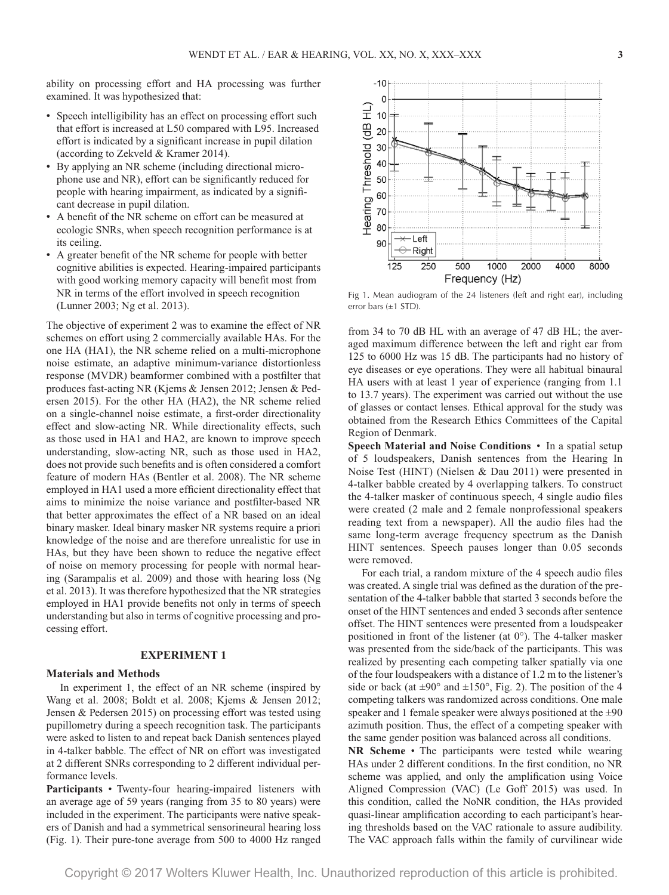ability on processing effort and HA processing was further examined. It was hypothesized that:

- Speech intelligibility has an effect on processing effort such that effort is increased at L50 compared with L95. Increased effort is indicated by a significant increase in pupil dilation (according to Zekveld & Kramer 2014).
- By applying an NR scheme (including directional microphone use and NR), effort can be significantly reduced for people with hearing impairment, as indicated by a significant decrease in pupil dilation.
- A benefit of the NR scheme on effort can be measured at ecologic SNRs, when speech recognition performance is at its ceiling.
- A greater benefit of the NR scheme for people with better cognitive abilities is expected. Hearing-impaired participants with good working memory capacity will benefit most from NR in terms of the effort involved in speech recognition (Lunner 2003; Ng et al. 2013).

The objective of experiment 2 was to examine the effect of NR schemes on effort using 2 commercially available HAs. For the one HA (HA1), the NR scheme relied on a multi-microphone noise estimate, an adaptive minimum-variance distortionless response (MVDR) beamformer combined with a postfilter that produces fast-acting NR (Kjems & Jensen 2012; Jensen & Pedersen 2015). For the other HA (HA2), the NR scheme relied on a single-channel noise estimate, a first-order directionality effect and slow-acting NR. While directionality effects, such as those used in HA1 and HA2, are known to improve speech understanding, slow-acting NR, such as those used in HA2, does not provide such benefits and is often considered a comfort feature of modern HAs (Bentler et al. 2008). The NR scheme employed in HA1 used a more efficient directionality effect that aims to minimize the noise variance and postfilter-based NR that better approximates the effect of a NR based on an ideal binary masker. Ideal binary masker NR systems require a priori knowledge of the noise and are therefore unrealistic for use in HAs, but they have been shown to reduce the negative effect of noise on memory processing for people with normal hearing (Sarampalis et al. 2009) and those with hearing loss (Ng et al. 2013). It was therefore hypothesized that the NR strategies employed in HA1 provide benefits not only in terms of speech understanding but also in terms of cognitive processing and processing effort.

## EXPERIMENT 1

### Materials and Methods

In experiment 1, the effect of an NR scheme (inspired by Wang et al. 2008; Boldt et al. 2008; Kjems & Jensen 2012; Jensen & Pedersen 2015) on processing effort was tested using pupillometry during a speech recognition task. The participants were asked to listen to and repeat back Danish sentences played in 4-talker babble. The effect of NR on effort was investigated at 2 different SNRs corresponding to 2 different individual performance levels.

**Participants** • Twenty-four hearing-impaired listeners with an average age of 59 years (ranging from 35 to 80 years) were included in the experiment. The participants were native speakers of Danish and had a symmetrical sensorineural hearing loss (Fig. 1). Their pure-tone average from 500 to 4000 Hz ranged from 34 to 70 dB HL with an average of 47 dB HL; the averaged maximum difference between the left and right ear from 125 to 6000 Hz was 15 dB. The participants had no history of eye diseases or eye operations. They were all habitual binaural HA users with at least 1 year of experience (ranging from 1.1 to 13.7 years). The experiment was carried out without the use of glasses or contact lenses. Ethical approval for the study was obtained from the Research Ethics Committees of the Capital Region of Denmark.

Fig 1. Mean audiogram of the 24 listeners (left and right ear), including error bars (±1 STD).

**Speech Material and Noise Conditions** • In a spatial setup of 5 loudspeakers, Danish sentences from the Hearing In Noise Test (HINT) (Nielsen & Dau 2011) were presented in 4-talker babble created by 4 overlapping talkers. To construct the 4-talker masker of continuous speech, 4 single audio files were created (2 male and 2 female nonprofessional speakers reading text from a newspaper). All the audio files had the same long-term average frequency spectrum as the Danish HINT sentences. Speech pauses longer than 0.05 seconds were removed.

For each trial, a random mixture of the 4 speech audio files was created. A single trial was defined as the duration of the presentation of the 4-talker babble that started 3 seconds before the onset of the HINT sentences and ended 3 seconds after sentence offset. The HINT sentences were presented from a loudspeaker positioned in front of the listener (at 0°). The 4-talker masker was presented from the side/back of the participants. This was realized by presenting each competing talker spatially via one of the four loudspeakers with a distance of 1.2 m to the listener's side or back (at ±90° and ±150°, Fig. 2). The position of the 4 competing talkers was randomized across conditions. One male speaker and 1 female speaker were always positioned at the ±90 azimuth position. Thus, the effect of a competing speaker with the same gender position was balanced across all conditions.

**NR Scheme** • The participants were tested while wearing HAs under 2 different conditions. In the first condition, no NR scheme was applied, and only the amplification using Voice Aligned Compression (VAC) (Le Goff 2015) was used. In this condition, called the NoNR condition, the HAs provided quasi-linear amplification according to each participant's hearing thresholds based on the VAC rationale to assure audibility. The VAC approach falls within the family of curvilinear wide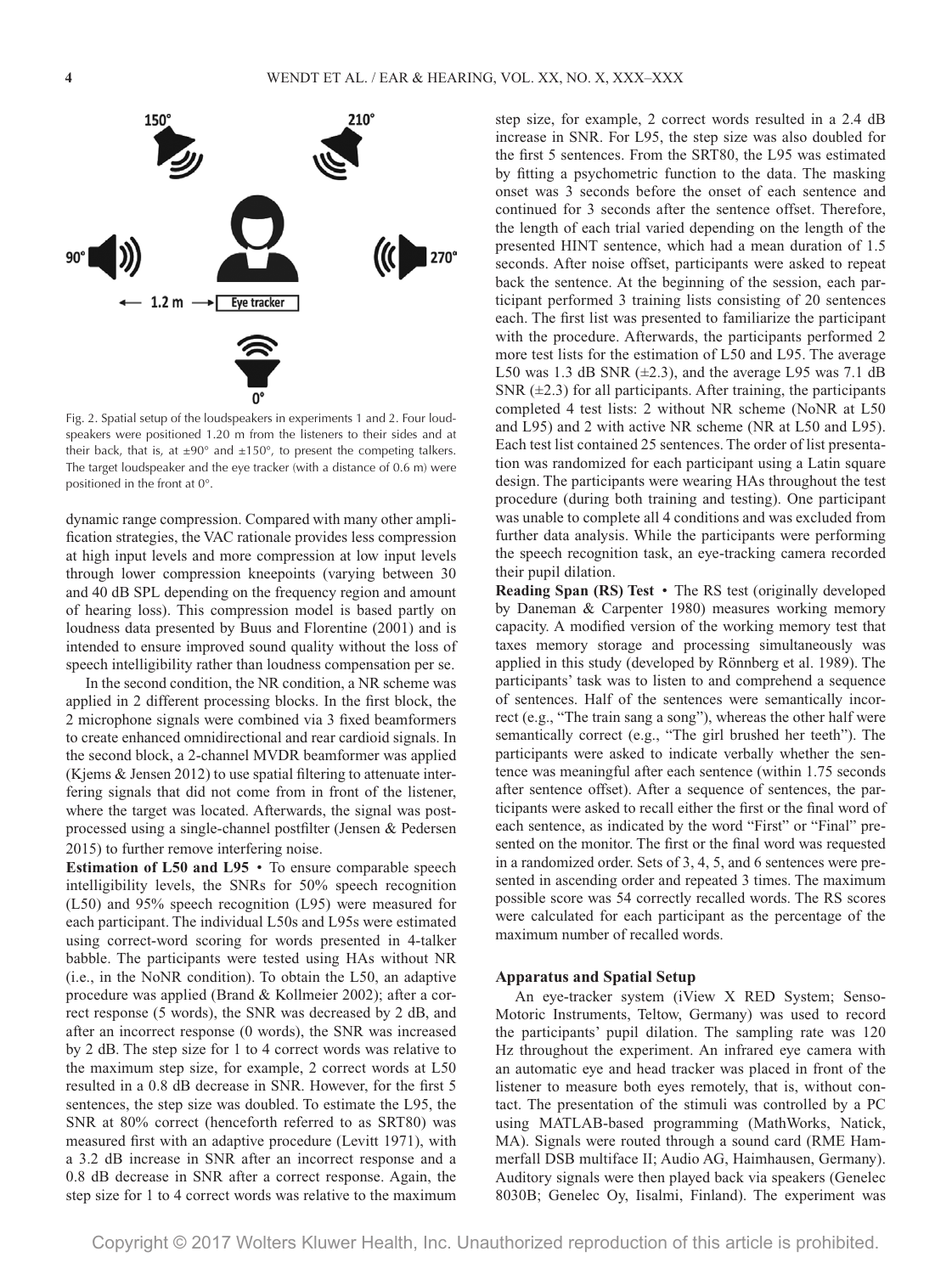Fig. 2. Spatial setup of the loudspeakers in experiments 1 and 2. Four loudspeakers were positioned 1.20 m from the listeners to their sides and at their back, that is, at ±90° and ±150°, to present the competing talkers. The target loudspeaker and the eye tracker (with a distance of 0.6 m) were positioned in the front at 0°.

dynamic range compression. Compared with many other amplification strategies, the VAC rationale provides less compression at high input levels and more compression at low input levels through lower compression kneepoints (varying between 30 and 40 dB SPL depending on the frequency region and amount of hearing loss). This compression model is based partly on loudness data presented by Buus and Florentine (2001) and is intended to ensure improved sound quality without the loss of speech intelligibility rather than loudness compensation per se.

In the second condition, the NR condition, a NR scheme was applied in 2 different processing blocks. In the first block, the 2 microphone signals were combined via 3 fixed beamformers to create enhanced omnidirectional and rear cardioid signals. In the second block, a 2-channel MVDR beamformer was applied (Kjems & Jensen 2012) to use spatial filtering to attenuate interfering signals that did not come from in front of the listener, where the target was located. Afterwards, the signal was post-processed using a single-channel postfilter (Jensen & Pedersen 2015) to further remove interfering noise.

**Estimation of L50 and L95** • To ensure comparable speech intelligibility levels, the SNRs for 50% speech recognition (L50) and 95% speech recognition (L95) were measured for each participant. The individual L50s and L95s were estimated using correct-word scoring for words presented in 4-talker babble. The participants were tested using HAs without NR (i.e., in the NoNR condition). To obtain the L50, an adaptive procedure was applied (Brand & Kollmeier 2002); after a correct response (5 words), the SNR was decreased by 2 dB, and after an incorrect response (0 words), the SNR was increased by 2 dB. The step size for 1 to 4 correct words was relative to the maximum step size, for example, 2 correct words at L50 resulted in a 0.8 dB decrease in SNR. However, for the first 5 sentences, the step size was doubled. To estimate the L95, the SNR at 80% correct (henceforth referred to as SRT80) was measured first with an adaptive procedure (Levitt 1971), with a 3.2 dB increase in SNR after an incorrect response and a 0.8 dB decrease in SNR after a correct response. Again, the step size for 1 to 4 correct words was relative to the maximum step size, for example, 2 correct words resulted in a 2.4 dB increase in SNR. For L95, the step size was also doubled for the first 5 sentences. From the SRT80, the L95 was estimated by fitting a psychometric function to the data. The masking onset was 3 seconds before the onset of each sentence and continued for 3 seconds after the sentence offset. Therefore, the length of each trial varied depending on the length of the presented HINT sentence, which had a mean duration of 1.5 seconds. After noise offset, participants were asked to repeat back the sentence. At the beginning of the session, each participant performed 3 training lists consisting of 20 sentences each. The first list was presented to familiarize the participant with the procedure. Afterwards, the participants performed 2 more test lists for the estimation of L50 and L95. The average L50 was 1.3 dB SNR (±2.3), and the average L95 was 7.1 dB SNR (±2.3) for all participants. After training, the participants completed 4 test lists: 2 without NR scheme (NoNR at L50 and L95) and 2 with active NR scheme (NR at L50 and L95). Each test list contained 25 sentences. The order of list presentation was randomized for each participant using a Latin square design. The participants were wearing HAs throughout the test procedure (during both training and testing). One participant was unable to complete all 4 conditions and was excluded from further data analysis. While the participants were performing the speech recognition task, an eye-tracking camera recorded their pupil dilation.

**Reading Span (RS) Test** • The RS test (originally developed by Daneman & Carpenter 1980) measures working memory capacity. A modified version of the working memory test that taxes memory storage and processing simultaneously was applied in this study (developed by Rönnberg et al. 1989). The participants' task was to listen to and comprehend a sequence of sentences. Half of the sentences were semantically incorrect (e.g., "The train sang a song"), whereas the other half were semantically correct (e.g., "The girl brushed her teeth"). The participants were asked to indicate verbally whether the sentence was meaningful after each sentence (within 1.75 seconds after sentence offset). After a sequence of sentences, the participants were asked to recall either the first or the final word of each sentence, as indicated by the word "First" or "Final" presented on the monitor. The first or the final word was requested in a randomized order. Sets of 3, 4, 5, and 6 sentences were presented in ascending order and repeated 3 times. The maximum possible score was 54 correctly recalled words. The RS scores were calculated for each participant as the percentage of the maximum number of recalled words.

## Apparatus and Spatial Setup

An eye-tracker system (iView X RED System; SensoMotoric Instruments, Teltow, Germany) was used to record the participants' pupil dilation. The sampling rate was 120 Hz throughout the experiment. An infrared eye camera with an automatic eye and head tracker was placed in front of the listener to measure both eyes remotely, that is, without contact. The presentation of the stimuli was controlled by a PC using MATLAB-based programming (MathWorks, Natick, MA). Signals were routed through a sound card (RME Hammerfall DSB multiface II; Audio AG, Haimhausen, Germany). Auditory signals were then played back via speakers (Genelec 8030B; Genelec Oy, Iisalmi, Finland). The experiment was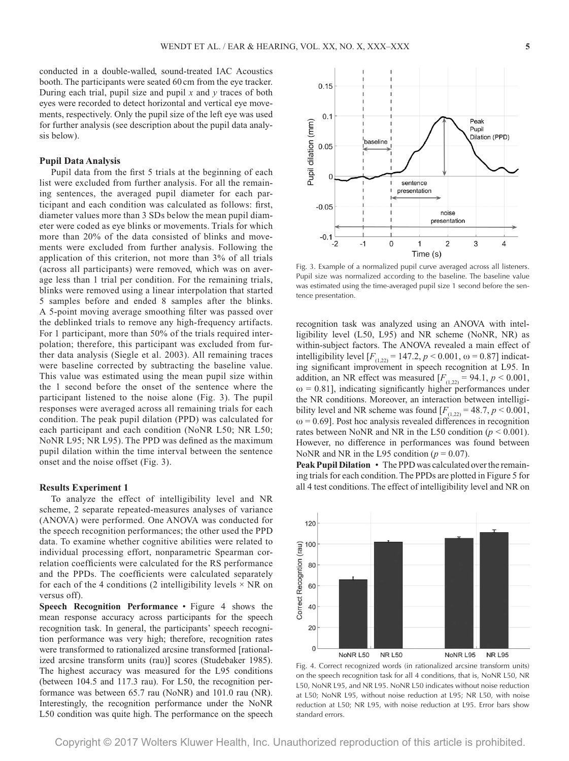conducted in a double-walled, sound-treated IAC Acoustics booth. The participants were seated 60 cm from the eye tracker. During each trial, pupil size and pupil *x* and *y* traces of both eyes were recorded to detect horizontal and vertical eye movements, respectively. Only the pupil size of the left eye was used for further analysis (see description about the pupil data analysis below).

### Pupil Data Analysis

Pupil data from the first 5 trials at the beginning of each list were excluded from further analysis. For all the remaining sentences, the averaged pupil diameter for each participant and each condition was calculated as follows: first, diameter values more than 3 SDs below the mean pupil diameter were coded as eye blinks or movements. Trials for which more than 20% of the data consisted of blinks and movements were excluded from further analysis. Following the application of this criterion, not more than 3% of all trials (across all participants) were removed, which was on average less than 1 trial per condition. For the remaining trials, blinks were removed using a linear interpolation that started 5 samples before and ended 8 samples after the blinks. A 5-point moving average smoothing filter was passed over the deblinked trials to remove any high-frequency artifacts. For 1 participant, more than 50% of the trials required interpolation; therefore, this participant was excluded from further data analysis (Siegle et al. 2003). All remaining traces were baseline corrected by subtracting the baseline value. This value was estimated using the mean pupil size within the 1 second before the onset of the sentence where the participant listened to the noise alone (Fig. 3). The pupil responses were averaged across all remaining trials for each condition. The peak pupil dilation (PPD) was calculated for each participant and each condition (NoNR L50; NR L50; NoNR L95; NR L95). The PPD was defined as the maximum pupil dilation within the time interval between the sentence onset and the noise offset (Fig. 3).

Fig. 3. Example of a normalized pupil curve averaged across all listeners. Pupil size was normalized according to the baseline. The baseline value was estimated using the time-averaged pupil size 1 second before the sentence presentation.

### Results Experiment 1

To analyze the effect of intelligibility level and NR scheme, 2 separate repeated-measures analyses of variance (ANOVA) were performed. One ANOVA was conducted for the speech recognition performances; the other used the PPD data. To examine whether cognitive abilities were related to individual processing effort, nonparametric Spearman correlation coefficients were calculated for the RS performance and the PPDs. The coefficients were calculated separately for each of the 4 conditions (2 intelligibility levels × NR on versus off).

**Speech Recognition Performance** • Figure 4 shows the mean response accuracy across participants for the speech recognition task. In general, the participants' speech recognition performance was very high; therefore, recognition rates were transformed to rationalized arcsine transformed [rationalized arcsine transform units (rau)] scores (Studebaker 1985). The highest accuracy was measured for the L95 conditions (between 104.5 and 117.3 rau). For L50, the recognition performance was between 65.7 rau (NoNR) and 101.0 rau (NR). Interestingly, the recognition performance under the NoNR L50 condition was quite high. The performance on the speech recognition task was analyzed using an ANOVA with intelligibility level (L50, L95) and NR scheme (NoNR, NR) as within-subject factors. The ANOVA revealed a main effect of intelligibility level [$F_{(1,22)} = 147.2$, $p < 0.001$, $\omega = 0.87$] indicating significant improvement in speech recognition at L95. In addition, an NR effect was measured [$F_{(1,22)} = 94.1$, $p < 0.001$, $\omega = 0.81$], indicating significantly higher performances under the NR conditions. Moreover, an interaction between intelligibility level and NR scheme was found [$F_{(1,22)} = 48.7$, $p < 0.001$, $\omega = 0.69$]. Post hoc analysis revealed differences in recognition rates between NoNR and NR in the L50 condition ($p < 0.001$). However, no difference in performances was found between NoNR and NR in the L95 condition ($p = 0.07$).

**Peak Pupil Dilation** • The PPD was calculated over the remaining trials for each condition. The PPDs are plotted in Figure 5 for all 4 test conditions. The effect of intelligibility level and NR on

Fig. 4. Correct recognized words (in rationalized arcsine transform units) on the speech recognition task for all 4 conditions, that is, NoNR L50, NR L50, NoNR L95, and NR L95. NoNR L50 indicates without noise reduction at L50; NoNR L95, without noise reduction at L95; NR L50, with noise reduction at L50; NR L95, with noise reduction at L95. Error bars show standard errors.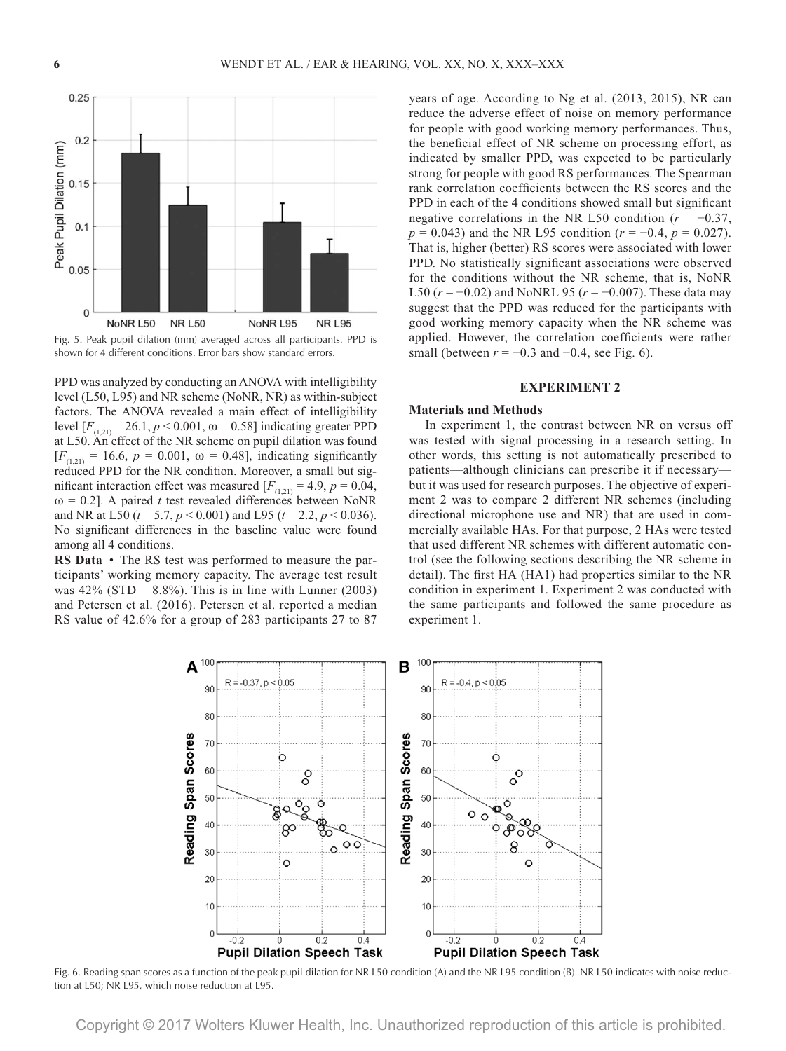Fig. 5. Peak pupil dilation (mm) averaged across all participants. PPD is shown for 4 different conditions. Error bars show standard errors.

PPD was analyzed by conducting an ANOVA with intelligibility level (L50, L95) and NR scheme (NoNR, NR) as within-subject factors. The ANOVA revealed a main effect of intelligibility level [$F_{(1,21)} = 26.1$, $p < 0.001$, $\omega = 0.58$] indicating greater PPD at L50. An effect of the NR scheme on pupil dilation was found [$F_{(1,21)} = 16.6$, $p = 0.001$, $\omega = 0.48$], indicating significantly reduced PPD for the NR condition. Moreover, a small but significant interaction effect was measured [$F_{(1,21)} = 4.9$, $p = 0.04$, $\omega = 0.2$]. A paired $t$ test revealed differences between NoNR and NR at L50 ($t = 5.7$, $p < 0.001$) and L95 ($t = 2.2$, $p < 0.036$). No significant differences in the baseline value were found among all 4 conditions.

**RS Data** • The RS test was performed to measure the participants' working memory capacity. The average test result was 42% (STD = 8.8%). This is in line with Lunner (2003) and Petersen et al. (2016). Petersen et al. reported a median RS value of 42.6% for a group of 283 participants 27 to 87 years of age. According to Ng et al. (2013, 2015), NR can reduce the adverse effect of noise on memory performance for people with good working memory performances. Thus, the beneficial effect of NR scheme on processing effort, as indicated by smaller PPD, was expected to be particularly strong for people with good RS performances. The Spearman rank correlation coefficients between the RS scores and the PPD in each of the 4 conditions showed small but significant negative correlations in the NR L50 condition ($r = -0.37$, $p = 0.043$) and the NR L95 condition ($r = -0.4$, $p = 0.027$). That is, higher (better) RS scores were associated with lower PPD. No statistically significant associations were observed for the conditions without the NR scheme, that is, NoNR L50 ($r = -0.02$) and NoNRL 95 ($r = -0.007$). These data may suggest that the PPD was reduced for the participants with good working memory capacity when the NR scheme was applied. However, the correlation coefficients were rather small (between $r = -0.3$ and $-0.4$, see Fig. 6).

## EXPERIMENT 2

### Materials and Methods

In experiment 1, the contrast between NR on versus off was tested with signal processing in a research setting. In other words, this setting is not automatically prescribed to patients—although clinicians can prescribe it if necessary—but it was used for research purposes. The objective of experiment 2 was to compare 2 different NR schemes (including directional microphone use and NR) that are used in commercially available HAs. For that purpose, 2 HAs were tested that used different NR schemes with different automatic control (see the following sections describing the NR scheme in detail). The first HA (HA1) had properties similar to the NR condition in experiment 1. Experiment 2 was conducted with the same participants and followed the same procedure as experiment 1.

Fig. 6. Reading span scores as a function of the peak pupil dilation for NR L50 condition (A) and the NR L95 condition (B). NR L50 indicates with noise reduction at L50; NR L95, which noise reduction at L95.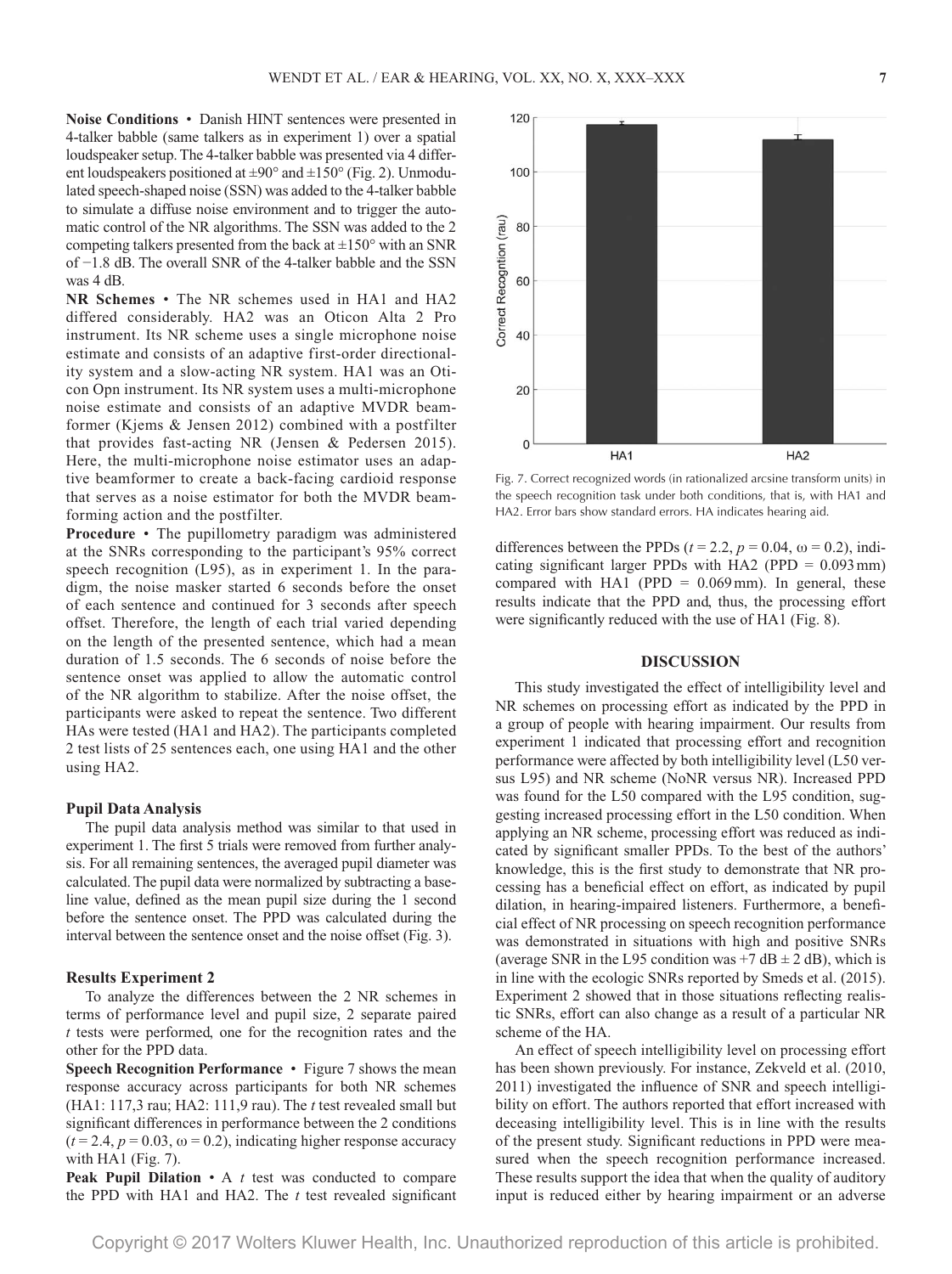**Noise Conditions** • Danish HINT sentences were presented in 4-talker babble (same talkers as in experiment 1) over a spatial loudspeaker setup. The 4-talker babble was presented via 4 different loudspeakers positioned at ±90° and ±150° (Fig. 2). Unmodulated speech-shaped noise (SSN) was added to the 4-talker babble to simulate a diffuse noise environment and to trigger the automatic control of the NR algorithms. The SSN was added to the 2 competing talkers presented from the back at ±150° with an SNR of −1.8 dB. The overall SNR of the 4-talker babble and the SSN was 4 dB.

**NR Schemes** • The NR schemes used in HA1 and HA2 differed considerably. HA2 was an Oticon Alta 2 Pro instrument. Its NR scheme uses a single microphone noise estimate and consists of an adaptive first-order directionality system and a slow-acting NR system. HA1 was an Oticon Opn instrument. Its NR system uses a multi-microphone noise estimate and consists of an adaptive MVDR beamformer (Kjems & Jensen 2012) combined with a postfilter that provides fast-acting NR (Jensen & Pedersen 2015). Here, the multi-microphone noise estimator uses an adaptive beamformer to create a back-facing cardioid response that serves as a noise estimator for both the MVDR beamforming action and the postfilter.

**Procedure** • The pupillometry paradigm was administered at the SNRs corresponding to the participant's 95% correct speech recognition (L95), as in experiment 1. In the paradigm, the noise masker started 6 seconds before the onset of each sentence and continued for 3 seconds after speech offset. Therefore, the length of each trial varied depending on the length of the presented sentence, which had a mean duration of 1.5 seconds. The 6 seconds of noise before the sentence onset was applied to allow the automatic control of the NR algorithm to stabilize. After the noise offset, the participants were asked to repeat the sentence. Two different HAs were tested (HA1 and HA2). The participants completed 2 test lists of 25 sentences each, one using HA1 and the other using HA2.

### Pupil Data Analysis

The pupil data analysis method was similar to that used in experiment 1. The first 5 trials were removed from further analysis. For all remaining sentences, the averaged pupil diameter was calculated. The pupil data were normalized by subtracting a baseline value, defined as the mean pupil size during the 1 second before the sentence onset. The PPD was calculated during the interval between the sentence onset and the noise offset (Fig. 3).

### Results Experiment 2

To analyze the differences between the 2 NR schemes in terms of performance level and pupil size, 2 separate paired *t* tests were performed, one for the recognition rates and the other for the PPD data.

**Speech Recognition Performance** • Figure 7 shows the mean response accuracy across participants for both NR schemes (HA1: 117,3 rau; HA2: 111,9 rau). The *t* test revealed small but significant differences in performance between the 2 conditions ($t = 2.4$, $p = 0.03$, $\omega = 0.2$), indicating higher response accuracy with HA1 (Fig. 7).

**Peak Pupil Dilation** • A *t* test was conducted to compare the PPD with HA1 and HA2. The *t* test revealed significant differences between the PPDs ($t = 2.2$, $p = 0.04$, $\omega = 0.2$), indicating significant larger PPDs with HA2 (PPD = 0.093 mm) compared with HA1 (PPD = 0.069 mm). In general, these results indicate that the PPD and, thus, the processing effort were significantly reduced with the use of HA1 (Fig. 8).

Fig. 7. Correct recognized words (in rationalized arcsine transform units) in the speech recognition task under both conditions, that is, with HA1 and HA2. Error bars show standard errors. HA indicates hearing aid.

## DISCUSSION

This study investigated the effect of intelligibility level and NR schemes on processing effort as indicated by the PPD in a group of people with hearing impairment. Our results from experiment 1 indicated that processing effort and recognition performance were affected by both intelligibility level (L50 versus L95) and NR scheme (NoNR versus NR). Increased PPD was found for the L50 compared with the L95 condition, suggesting increased processing effort in the L50 condition. When applying an NR scheme, processing effort was reduced as indicated by significant smaller PPDs. To the best of the authors' knowledge, this is the first study to demonstrate that NR processing has a beneficial effect on effort, as indicated by pupil dilation, in hearing-impaired listeners. Furthermore, a beneficial effect of NR processing on speech recognition performance was demonstrated in situations with high and positive SNRs (average SNR in the L95 condition was +7 dB ± 2 dB), which is in line with the ecologic SNRs reported by Smeds et al. (2015). Experiment 2 showed that in those situations reflecting realistic SNRs, effort can also change as a result of a particular NR scheme of the HA.

An effect of speech intelligibility level on processing effort has been shown previously. For instance, Zekveld et al. (2010, 2011) investigated the influence of SNR and speech intelligibility on effort. The authors reported that effort increased with deceasing intelligibility level. This is in line with the results of the present study. Significant reductions in PPD were measured when the speech recognition performance increased. These results support the idea that when the quality of auditory input is reduced either by hearing impairment or an adverse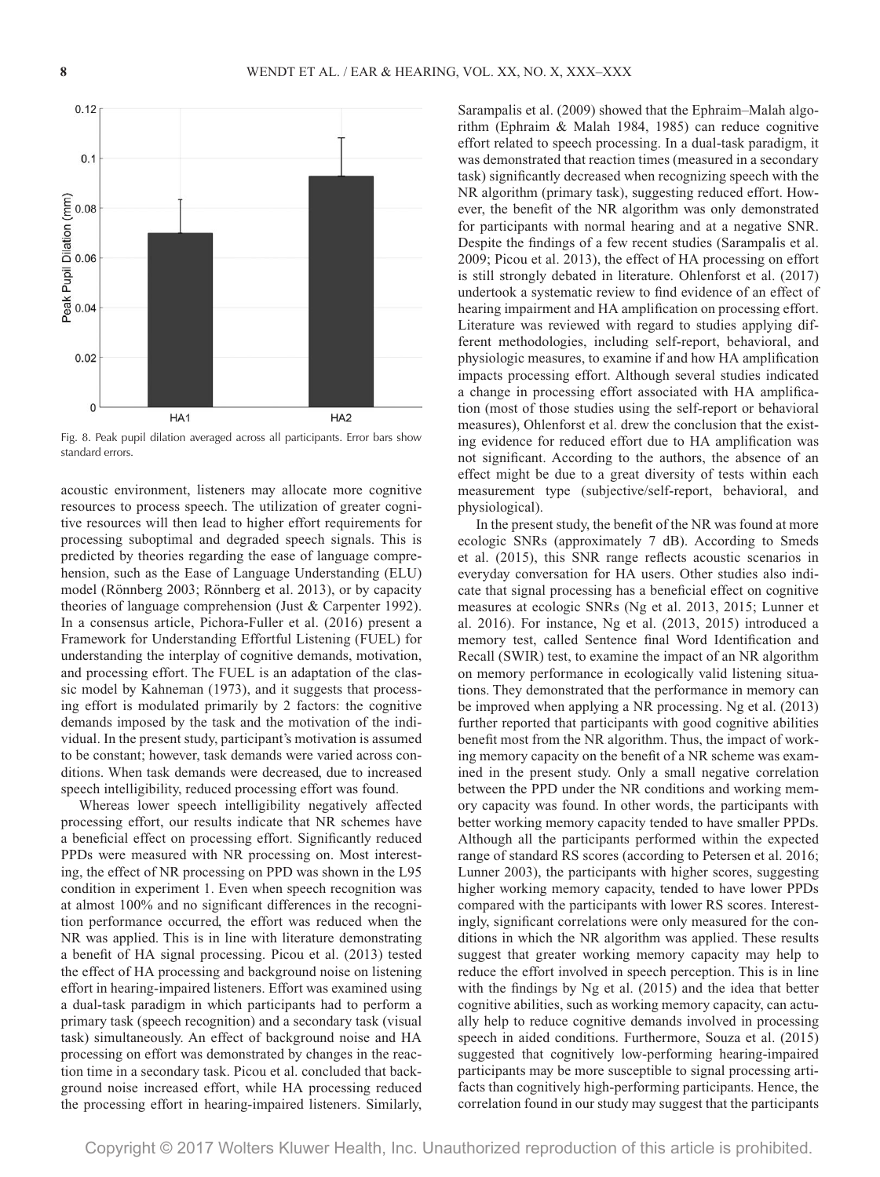Fig. 8. Peak pupil dilation averaged across all participants. Error bars show standard errors.

acoustic environment, listeners may allocate more cognitive resources to process speech. The utilization of greater cognitive resources will then lead to higher effort requirements for processing suboptimal and degraded speech signals. This is predicted by theories regarding the ease of language comprehension, such as the Ease of Language Understanding (ELU) model (Rönnberg 2003; Rönnberg et al. 2013), or by capacity theories of language comprehension (Just & Carpenter 1992). In a consensus article, Pichora-Fuller et al. (2016) present a Framework for Understanding Effortful Listening (FUEL) for understanding the interplay of cognitive demands, motivation, and processing effort. The FUEL is an adaptation of the classic model by Kahneman (1973), and it suggests that processing effort is modulated primarily by 2 factors: the cognitive demands imposed by the task and the motivation of the individual. In the present study, participant's motivation is assumed to be constant; however, task demands were varied across conditions. When task demands were decreased, due to increased speech intelligibility, reduced processing effort was found.

Whereas lower speech intelligibility negatively affected processing effort, our results indicate that NR schemes have a beneficial effect on processing effort. Significantly reduced PPDs were measured with NR processing on. Most interesting, the effect of NR processing on PPD was shown in the L95 condition in experiment 1. Even when speech recognition was at almost 100% and no significant differences in the recognition performance occurred, the effort was reduced when the NR was applied. This is in line with literature demonstrating a benefit of HA signal processing. Picou et al. (2013) tested the effect of HA processing and background noise on listening effort in hearing-impaired listeners. Effort was examined using a dual-task paradigm in which participants had to perform a primary task (speech recognition) and a secondary task (visual task) simultaneously. An effect of background noise and HA processing on effort was demonstrated by changes in the reaction time in a secondary task. Picou et al. concluded that background noise increased effort, while HA processing reduced the processing effort in hearing-impaired listeners. Similarly, Sarampalis et al. (2009) showed that the Ephraim–Malah algorithm (Ephraim & Malah 1984, 1985) can reduce cognitive effort related to speech processing. In a dual-task paradigm, it was demonstrated that reaction times (measured in a secondary task) significantly decreased when recognizing speech with the NR algorithm (primary task), suggesting reduced effort. However, the benefit of the NR algorithm was only demonstrated for participants with normal hearing and at a negative SNR. Despite the findings of a few recent studies (Sarampalis et al. 2009; Picou et al. 2013), the effect of HA processing on effort is still strongly debated in literature. Ohlenforst et al. (2017) undertook a systematic review to find evidence of an effect of hearing impairment and HA amplification on processing effort. Literature was reviewed with regard to studies applying different methodologies, including self-report, behavioral, and physiologic measures, to examine if and how HA amplification impacts processing effort. Although several studies indicated a change in processing effort associated with HA amplification (most of those studies using the self-report or behavioral measures), Ohlenforst et al. drew the conclusion that the existing evidence for reduced effort due to HA amplification was not significant. According to the authors, the absence of an effect might be due to a great diversity of tests within each measurement type (subjective/self-report, behavioral, and physiological).

In the present study, the benefit of the NR was found at more ecologic SNRs (approximately 7 dB). According to Smeds et al. (2015), this SNR range reflects acoustic scenarios in everyday conversation for HA users. Other studies also indicate that signal processing has a beneficial effect on cognitive measures at ecologic SNRs (Ng et al. 2013, 2015; Lunner et al. 2016). For instance, Ng et al. (2013, 2015) introduced a memory test, called Sentence final Word Identification and Recall (SWIR) test, to examine the impact of an NR algorithm on memory performance in ecologically valid listening situations. They demonstrated that the performance in memory can be improved when applying a NR processing. Ng et al. (2013) further reported that participants with good cognitive abilities benefit most from the NR algorithm. Thus, the impact of working memory capacity on the benefit of a NR scheme was examined in the present study. Only a small negative correlation between the PPD under the NR conditions and working memory capacity was found. In other words, the participants with better working memory capacity tended to have smaller PPDs. Although all the participants performed within the expected range of standard RS scores (according to Petersen et al. 2016; Lunner 2003), the participants with higher scores, suggesting higher working memory capacity, tended to have lower PPDs compared with the participants with lower RS scores. Interestingly, significant correlations were only measured for the conditions in which the NR algorithm was applied. These results suggest that greater working memory capacity may help to reduce the effort involved in speech perception. This is in line with the findings by Ng et al. (2015) and the idea that better cognitive abilities, such as working memory capacity, can actually help to reduce cognitive demands involved in processing speech in aided conditions. Furthermore, Souza et al. (2015) suggested that cognitively low-performing hearing-impaired participants may be more susceptible to signal processing artifacts than cognitively high-performing participants. Hence, the correlation found in our study may suggest that the participants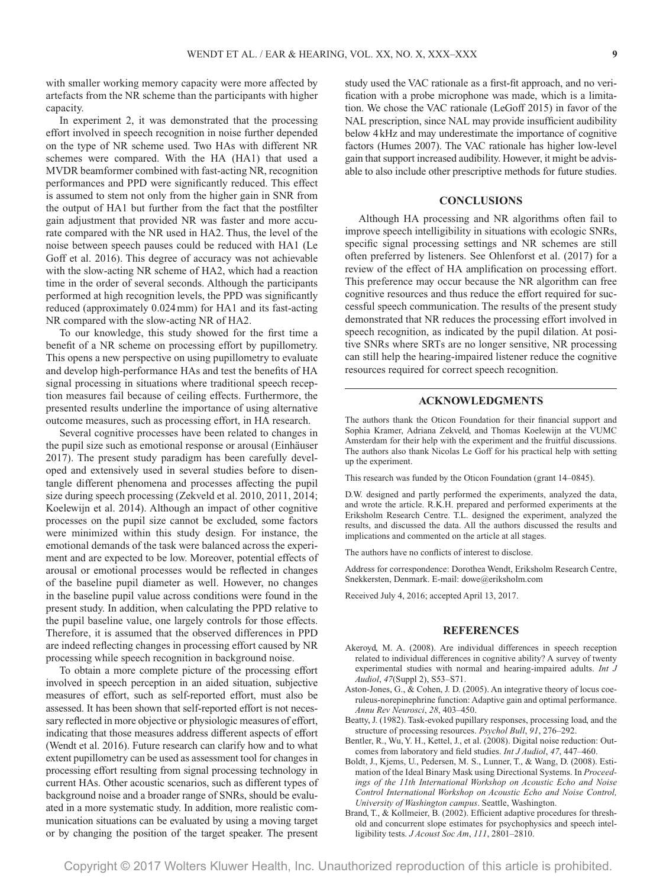with smaller working memory capacity were more affected by artefacts from the NR scheme than the participants with higher capacity.

In experiment 2, it was demonstrated that the processing effort involved in speech recognition in noise further depended on the type of NR scheme used. Two HAs with different NR schemes were compared. With the HA (HA1) that used a MVDR beamformer combined with fast-acting NR, recognition performances and PPD were significantly reduced. This effect is assumed to stem not only from the higher gain in SNR from the output of HA1 but further from the fact that the postfilter gain adjustment that provided NR was faster and more accurate compared with the NR used in HA2. Thus, the level of the noise between speech pauses could be reduced with HA1 (Le Goff et al. 2016). This degree of accuracy was not achievable with the slow-acting NR scheme of HA2, which had a reaction time in the order of several seconds. Although the participants performed at high recognition levels, the PPD was significantly reduced (approximately 0.024 mm) for HA1 and its fast-acting NR compared with the slow-acting NR of HA2.

To our knowledge, this study showed for the first time a benefit of a NR scheme on processing effort by pupillometry. This opens a new perspective on using pupillometry to evaluate and develop high-performance HAs and test the benefits of HA signal processing in situations where traditional speech reception measures fail because of ceiling effects. Furthermore, the presented results underline the importance of using alternative outcome measures, such as processing effort, in HA research.

Several cognitive processes have been related to changes in the pupil size such as emotional response or arousal (Einhäuser 2017). The present study paradigm has been carefully developed and extensively used in several studies before to disentangle different phenomena and processes affecting the pupil size during speech processing (Zekveld et al. 2010, 2011, 2014; Koelewijn et al. 2014). Although an impact of other cognitive processes on the pupil size cannot be excluded, some factors were minimized within this study design. For instance, the emotional demands of the task were balanced across the experiment and are expected to be low. Moreover, potential effects of arousal or emotional processes would be reflected in changes of the baseline pupil diameter as well. However, no changes in the baseline pupil value across conditions were found in the present study. In addition, when calculating the PPD relative to the pupil baseline value, one largely controls for those effects. Therefore, it is assumed that the observed differences in PPD are indeed reflecting changes in processing effort caused by NR processing while speech recognition in background noise.

To obtain a more complete picture of the processing effort involved in speech perception in an aided situation, subjective measures of effort, such as self-reported effort, must also be assessed. It has been shown that self-reported effort is not necessary reflected in more objective or physiologic measures of effort, indicating that those measures address different aspects of effort (Wendt et al. 2016). Future research can clarify how and to what extent pupillometry can be used as assessment tool for changes in processing effort resulting from signal processing technology in current HAs. Other acoustic scenarios, such as different types of background noise and a broader range of SNRs, should be evaluated in a more systematic study. In addition, more realistic communication situations can be evaluated by using a moving target or by changing the position of the target speaker. The present study used the VAC rationale as a first-fit approach, and no verification with a probe microphone was made, which is a limitation. We chose the VAC rationale (LeGoff 2015) in favor of the NAL prescription, since NAL may provide insufficient audibility below 4 kHz and may underestimate the importance of cognitive factors (Humes 2007). The VAC rationale has higher low-level gain that support increased audibility. However, it might be advisable to also include other prescriptive methods for future studies.

## CONCLUSIONS

Although HA processing and NR algorithms often fail to improve speech intelligibility in situations with ecologic SNRs, specific signal processing settings and NR schemes are still often preferred by listeners. See Ohlenforst et al. (2017) for a review of the effect of HA amplification on processing effort. This preference may occur because the NR algorithm can free cognitive resources and thus reduce the effort required for successful speech communication. The results of the present study demonstrated that NR reduces the processing effort involved in speech recognition, as indicated by the pupil dilation. At positive SNRs where SRTs are no longer sensitive, NR processing can still help the hearing-impaired listener reduce the cognitive resources required for correct speech recognition.

## ACKNOWLEDGMENTS

The authors thank the Oticon Foundation for their financial support and Sophia Kramer, Adriana Zekveld, and Thomas Koelewijn at the VUMC Amsterdam for their help with the experiment and the fruitful discussions. The authors also thank Nicolas Le Goff for his practical help with setting up the experiment.

This research was funded by the Oticon Foundation (grant 14–0845).

D.W. designed and partly performed the experiments, analyzed the data, and wrote the article. R.K.H. prepared and performed experiments at the Eriksholm Research Centre. T.L. designed the experiment, analyzed the results, and discussed the data. All the authors discussed the results and implications and commented on the article at all stages.

The authors have no conflicts of interest to disclose.

Address for correspondence: Dorothea Wendt, Eriksholm Research Centre, Snekkersten, Denmark. E-mail: dowe@eriksholm.com

Received July 4, 2016; accepted April 13, 2017.

## REFERENCES

- Akeroyd, M. A. (2008). Are individual differences in speech reception related to individual differences in cognitive ability? A survey of twenty experimental studies with normal and hearing-impaired adults. *Int J Audiol*, *47*(Suppl 2), S53–S71.
- Aston-Jones, G., & Cohen, J. D. (2005). An integrative theory of locus coeruleus-norepinephrine function: Adaptive gain and optimal performance. *Annu Rev Neurosci*, *28*, 403–450.
- Beatty, J. (1982). Task-evoked pupillary responses, processing load, and the structure of processing resources. *Psychol Bull*, *91*, 276–292.
- Bentler, R., Wu, Y. H., Kettel, J., et al. (2008). Digital noise reduction: Outcomes from laboratory and field studies. *Int J Audiol*, *47*, 447–460.
- Boldt, J., Kjems, U., Pedersen, M. S., Lunner, T., & Wang, D. (2008). Estimation of the Ideal Binary Mask using Directional Systems. In *Proceedings of the 11th International Workshop on Acoustic Echo and Noise Control International Workshop on Acoustic Echo and Noise Control, University of Washington campus*. Seattle, Washington.
- Brand, T., & Kollmeier, B. (2002). Efficient adaptive procedures for threshold and concurrent slope estimates for psychophysics and speech intelligibility tests. *J Acoust Soc Am*, *111*, 2801–2810.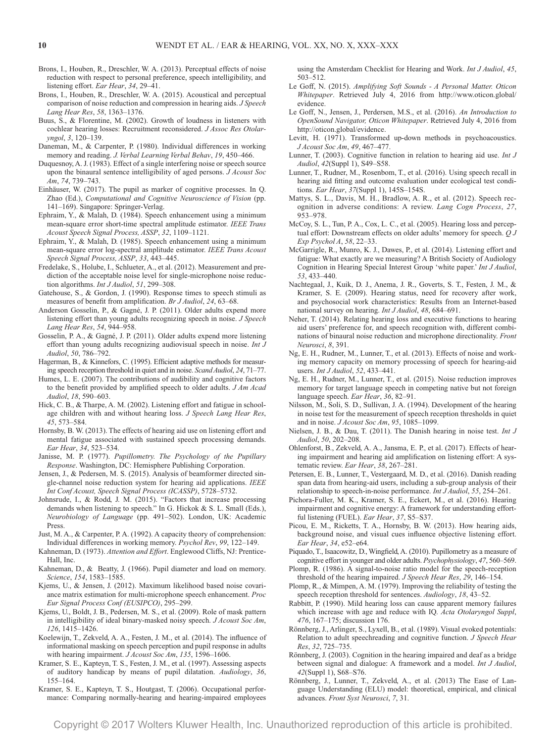Brons, I., Houben, R., Dreschler, W. A. (2013). Perceptual effects of noise reduction with respect to personal preference, speech intelligibility, and listening effort. *Ear Hear*, *34*, 29–41.

Brons, I., Houben, R., Dreschler, W. A. (2015). Acoustical and perceptual comparison of noise reduction and compression in hearing aids. *J Speech Lang Hear Res*, *58*, 1363–1376.

Buus, S., & Florentine, M. (2002). Growth of loudness in listeners with cochlear hearing losses: Recruitment reconsidered. *J Assoc Res Otolaryngol*, *3*, 120–139.

Daneman, M., & Carpenter, P. (1980). Individual differences in working memory and reading. *J. Verbal Learning Verbal Behav*, *19*, 450–466.

Duquesnoy, A. J. (1983). Effect of a single interfering noise or speech source upon the binaural sentence intelligibility of aged persons. *J Acoust Soc Am*, *74*, 739–743.

Einhäuser, W. (2017). The pupil as marker of cognitive processes. In Q. Zhao (Ed.), *Computational and Cognitive Neuroscience of Vision* (pp. 141–169). Singapore: Springer-Verlag.

Ephraim, Y., & Malah, D. (1984). Speech enhancement using a minimum mean-square error short-time spectral amplitude estimator. *IEEE Trans Acoust Speech Signal Process, ASSP*, *32*, 1109–1121.

Ephraim, Y., & Malah, D. (1985). Speech enhancement using a minimum mean-square error log-spectral amplitude estimator. *IEEE Trans Acoust Speech Signal Process, ASSP*, *33*, 443–445.

Fredelake, S., Holube, I., Schlueter, A., et al. (2012). Measurement and prediction of the acceptable noise level for single-microphone noise reduction algorithms. *Int J Audiol*, *51*, 299–308.

Gatehouse, S., & Gordon, J. (1990). Response times to speech stimuli as measures of benefit from amplification. *Br J Audiol*, *24*, 63–68.

Anderson Gosselin, P., & Gagné, J. P. (2011). Older adults expend more listening effort than young adults recognizing speech in noise. *J Speech Lang Hear Res*, *54*, 944–958.

Gosselin, P. A., & Gagné, J. P. (2011). Older adults expend more listening effort than young adults recognizing audiovisual speech in noise. *Int J Audiol*, *50*, 786–792.

Hagerman, B., & Kinnefors, C. (1995). Efficient adaptive methods for measuring speech reception threshold in quiet and in noise. *Scand Audiol*, *24*, 71–77.

Humes, L. E. (2007). The contributions of audibility and cognitive factors to the benefit provided by amplified speech to older adults. *J Am Acad Audiol*, *18*, 590–603.

Hick, C. B., & Tharpe, A. M. (2002). Listening effort and fatigue in school-age children with and without hearing loss. *J Speech Lang Hear Res*, *45*, 573–584.

Hornsby, B. W. (2013). The effects of hearing aid use on listening effort and mental fatigue associated with sustained speech processing demands. *Ear Hear*, *34*, 523–534.

Janisse, M. P. (1977). *Pupillometry. The Psychology of the Pupillary Response*. Washington, DC: Hemisphere Publishing Corporation.

Jensen, J., & Pedersen, M. S. (2015). Analysis of beamformer directed single-channel noise reduction system for hearing aid applications. *IEEE Int Conf Acoust, Speech Signal Process (ICASSP)*, 5728–5732.

Johnsrude, I., & Rodd, J. M. (2015). "Factors that increase processing demands when listening to speech." In G. Hickok & S. L. Small (Eds.), *Neurobiology of Language* (pp. 491–502). London, UK: Academic Press.

Just, M. A., & Carpenter, P. A. (1992). A capacity theory of comprehension: Individual differences in working memory. *Psychol Rev*, *99*, 122–149.

Kahneman, D. (1973). *Attention and Effort*. Englewood Cliffs, NJ: Prentice-Hall, Inc.

Kahneman, D., & Beatty, J. (1966). Pupil diameter and load on memory. *Science*, *154*, 1583–1585.

Kjems, U., & Jensen, J. (2012). Maximum likelihood based noise covariance matrix estimation for multi-microphone speech enhancement. *Proc Eur Signal Process Conf (EUSIPCO)*, 295–299.

Kjems, U., Boldt, J. B., Pedersen, M. S., et al. (2009). Role of mask pattern in intelligibility of ideal binary-masked noisy speech. *J Acoust Soc Am*, *126*, 1415–1426.

Koelewijn, T., Zekveld, A. A., Festen, J. M., et al. (2014). The influence of informational masking on speech perception and pupil response in adults with hearing impairment. *J Acoust Soc Am*, *135*, 1596–1606.

Kramer, S. E., Kapteyn, T. S., Festen, J. M., et al. (1997). Assessing aspects of auditory handicap by means of pupil dilatation. *Audiology*, *36*, 155–164.

Kramer, S. E., Kapteyn, T. S., Houtgast, T. (2006). Occupational performance: Comparing normally-hearing and hearing-impaired employees using the Amsterdam Checklist for Hearing and Work. *Int J Audiol*, *45*, 503–512.

Le Goff, N. (2015). *Amplifying Soft Sounds - A Personal Matter. Oticon Whitepaper*. Retrieved July 4, 2016 from http://www.oticon.global/evidence.

Le Goff, N., Jensen, J., Perdersen, M.S., et al. (2016). *An Introduction to OpenSound Navigator, Oticon Whitepaper*. Retrieved July 4, 2016 from http://oticon.global/evidence.

Levitt, H. (1971). Transformed up-down methods in psychoacoustics. *J Acoust Soc Am*, *49*, 467–477.

Lunner, T. (2003). Cognitive function in relation to hearing aid use. *Int J Audiol*, *42*(Suppl 1), S49–S58.

Lunner, T., Rudner, M., Rosenbom, T., et al. (2016). Using speech recall in hearing aid fitting and outcome evaluation under ecological test conditions. *Ear Hear*, *37*(Suppl 1), 145S–154S.

Mattys, S. L., Davis, M. H., Bradlow, A. R., et al. (2012). Speech recognition in adverse conditions: A review. *Lang Cogn Process*, *27*, 953–978.

McCoy, S. L., Tun, P. A., Cox, L. C., et al. (2005). Hearing loss and perceptual effort: Downstream effects on older adults' memory for speech. *Q J Exp Psychol A*, *58*, 22–33.

McGarrigle, R., Munro, K. J., Dawes, P., et al. (2014). Listening effort and fatigue: What exactly are we measuring? A British Society of Audiology Cognition in Hearing Special Interest Group 'white paper.' *Int J Audiol*, *53*, 433–440.

Nachtegaal, J., Kuik, D. J., Anema, J. R., Goverts, S. T., Festen, J. M., & Kramer, S. E. (2009). Hearing status, need for recovery after work, and psychosocial work characteristics: Results from an Internet-based national survey on hearing. *Int J Audiol*, *48*, 684–691.

Neher, T. (2014). Relating hearing loss and executive functions to hearing aid users' preference for, and speech recognition with, different combinations of binaural noise reduction and microphone directionality. *Front Neurosci*, *8*, 391.

Ng, E. H., Rudner, M., Lunner, T., et al. (2013). Effects of noise and working memory capacity on memory processing of speech for hearing-aid users. *Int J Audiol*, *52*, 433–441.

Ng, E. H., Rudner, M., Lunner, T., et al. (2015). Noise reduction improves memory for target language speech in competing native but not foreign language speech. *Ear Hear*, *36*, 82–91.

Nilsson, M., Soli, S. D., Sullivan, J. A. (1994). Development of the hearing in noise test for the measurement of speech reception thresholds in quiet and in noise. *J Acoust Soc Am*, *95*, 1085–1099.

Nielsen, J. B., & Dau, T. (2011). The Danish hearing in noise test. *Int J Audiol*, *50*, 202–208.

Ohlenforst, B., Zekveld, A. A., Jansma, E. P., et al. (2017). Effects of hearing impairment and hearing aid amplification on listening effort: A systematic review. *Ear Hear*, *38*, 267–281.

Petersen, E. B., Lunner, T., Vestergaard, M. D., et al. (2016). Danish reading span data from hearing-aid users, including a sub-group analysis of their relationship to speech-in-noise performance. *Int J Audiol*, *55*, 254–261.

Pichora-Fuller, M. K., Kramer, S. E., Eckert, M., et al. (2016). Hearing impairment and cognitive energy: A framework for understanding effortful listening (FUEL). *Ear Hear*, *37*, S5–S37.

Picou, E. M., Ricketts, T. A., Hornsby, B. W. (2013). How hearing aids, background noise, and visual cues influence objective listening effort. *Ear Hear*, *34*, e52–e64.

Piquado, T., Isaacowitz, D., Wingfield, A. (2010). Pupillometry as a measure of cognitive effort in younger and older adults. *Psychophysiology*, *47*, 560–569.

Plomp, R. (1986). A signal-to-noise ratio model for the speech-reception threshold of the hearing impaired. *J Speech Hear Res*, *29*, 146–154.

Plomp, R., & Mimpen, A. M. (1979). Improving the reliability of testing the speech reception threshold for sentences. *Audiology*, *18*, 43–52.

Rabbitt, P. (1990). Mild hearing loss can cause apparent memory failures which increase with age and reduce with IQ. *Acta Otolaryngol Suppl*, *476*, 167–175; discussion 176.

Rönnberg, J., Arlinger, S., Lyxell, B., et al. (1989). Visual evoked potentials: Relation to adult speechreading and cognitive function. *J Speech Hear Res*, *32*, 725–735.

Rönnberg, J. (2003). Cognition in the hearing impaired and deaf as a bridge between signal and dialogue: A framework and a model. *Int J Audiol*, *42*(Suppl 1), S68–S76.

Rönnberg, J., Lunner, T., Zekveld, A., et al. (2013) The Ease of Language Understanding (ELU) model: theoretical, empirical, and clinical advances. *Front Syst Neurosci*, *7*, 31.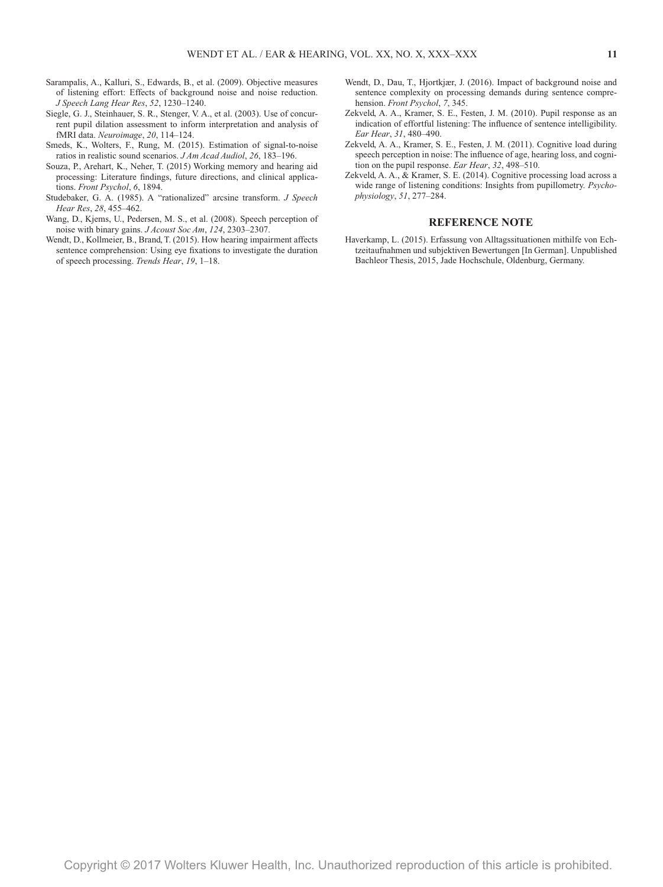Sarampalis, A., Kalluri, S., Edwards, B., et al. (2009). Objective measures of listening effort: Effects of background noise and noise reduction. *J Speech Lang Hear Res*, *52*, 1230–1240.

Siegle, G. J., Steinhauer, S. R., Stenger, V. A., et al. (2003). Use of concurrent pupil dilation assessment to inform interpretation and analysis of fMRI data. *Neuroimage*, *20*, 114–124.

Smeds, K., Wolters, F., Rung, M. (2015). Estimation of signal-to-noise ratios in realistic sound scenarios. *J Am Acad Audiol*, *26*, 183–196.

Souza, P., Arehart, K., Neher, T. (2015) Working memory and hearing aid processing: Literature findings, future directions, and clinical applications. *Front Psychol*, *6*, 1894.

Studebaker, G. A. (1985). A "rationalized" arcsine transform. *J Speech Hear Res*, *28*, 455–462.

Wang, D., Kjems, U., Pedersen, M. S., et al. (2008). Speech perception of noise with binary gains. *J Acoust Soc Am*, *124*, 2303–2307.

Wendt, D., Kollmeier, B., Brand, T. (2015). How hearing impairment affects sentence comprehension: Using eye fixations to investigate the duration of speech processing. *Trends Hear*, *19*, 1–18.

Wendt, D., Dau, T., Hjortkjær, J. (2016). Impact of background noise and sentence complexity on processing demands during sentence comprehension. *Front Psychol*, *7*, 345.

Zekveld, A. A., Kramer, S. E., Festen, J. M. (2010). Pupil response as an indication of effortful listening: The influence of sentence intelligibility. *Ear Hear*, *31*, 480–490.

Zekveld, A. A., Kramer, S. E., Festen, J. M. (2011). Cognitive load during speech perception in noise: The influence of age, hearing loss, and cognition on the pupil response. *Ear Hear*, *32*, 498–510.

Zekveld, A. A., & Kramer, S. E. (2014). Cognitive processing load across a wide range of listening conditions: Insights from pupillometry. *Psychophysiology*, *51*, 277–284.

## REFERENCE NOTE

Haverkamp, L. (2015). Erfassung von Alltagssituationen mithilfe von Echtzeitaufnahmen und subjektiven Bewertungen [In German]. Unpublished Bachleor Thesis, 2015, Jade Hochschule, Oldenburg, Germany.